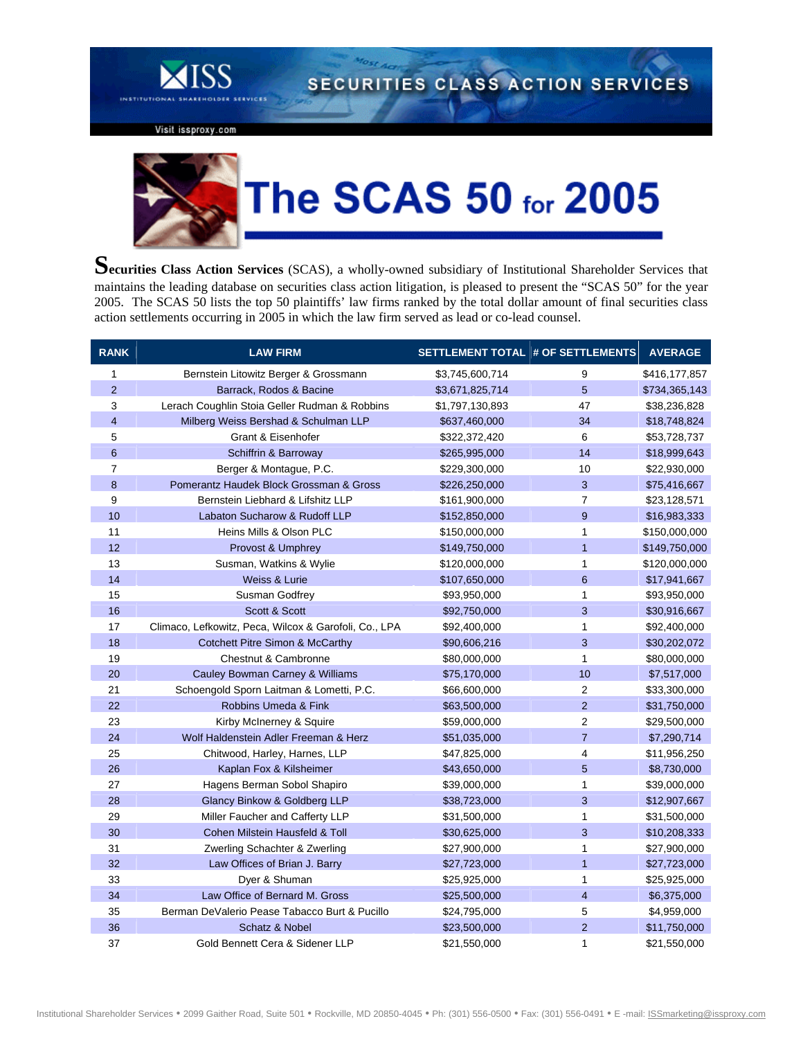# ISS SECURITIES CLASS ACTION SERVICES

Visit issproxy.com

# The SCAS 50 for 2005

**Securities Class Action Services** (SCAS), a wholly-owned subsidiary of Institutional Shareholder Services that maintains the leading database on securities class action litigation, is pleased to present the "SCAS 50" for the year 2005. The SCAS 50 lists the top 50 plaintiffs' law firms ranked by the total dollar amount of final securities class action settlements occurring in 2005 in which the law firm served as lead or co-lead counsel.

| RANK | LAW FIRM | SETTLEMENT TOTAL | # OF SETTLEMENTS | AVERAGE |
|---|---|---|---|---|
| 1 | Bernstein Litowitz Berger & Grossmann | $3,745,600,714 | 9 | $416,177,857 |
| 2 | Barrack, Rodos & Bacine | $3,671,825,714 | 5 | $734,365,143 |
| 3 | Lerach Coughlin Stoia Geller Rudman & Robbins | $1,797,130,893 | 47 | $38,236,828 |
| 4 | Milberg Weiss Bershad & Schulman LLP | $637,460,000 | 34 | $18,748,824 |
| 5 | Grant & Eisenhofer | $322,372,420 | 6 | $53,728,737 |
| 6 | Schiffrin & Barroway | $265,995,000 | 14 | $18,999,643 |
| 7 | Berger & Montague, P.C. | $229,300,000 | 10 | $22,930,000 |
| 8 | Pomerantz Haudek Block Grossman & Gross | $226,250,000 | 3 | $75,416,667 |
| 9 | Bernstein Liebhard & Lifshitz LLP | $161,900,000 | 7 | $23,128,571 |
| 10 | Labaton Sucharow & Rudoff LLP | $152,850,000 | 9 | $16,983,333 |
| 11 | Heins Mills & Olson PLC | $150,000,000 | 1 | $150,000,000 |
| 12 | Provost & Umphrey | $149,750,000 | 1 | $149,750,000 |
| 13 | Susman, Watkins & Wylie | $120,000,000 | 1 | $120,000,000 |
| 14 | Weiss & Lurie | $107,650,000 | 6 | $17,941,667 |
| 15 | Susman Godfrey | $93,950,000 | 1 | $93,950,000 |
| 16 | Scott & Scott | $92,750,000 | 3 | $30,916,667 |
| 17 | Climaco, Lefkowitz, Peca, Wilcox & Garofoli, Co., LPA | $92,400,000 | 1 | $92,400,000 |
| 18 | Cotchett Pitre Simon & McCarthy | $90,606,216 | 3 | $30,202,072 |
| 19 | Chestnut & Cambronne | $80,000,000 | 1 | $80,000,000 |
| 20 | Cauley Bowman Carney & Williams | $75,170,000 | 10 | $7,517,000 |
| 21 | Schoengold Sporn Laitman & Lometti, P.C. | $66,600,000 | 2 | $33,300,000 |
| 22 | Robbins Umeda & Fink | $63,500,000 | 2 | $31,750,000 |
| 23 | Kirby McInerney & Squire | $59,000,000 | 2 | $29,500,000 |
| 24 | Wolf Haldenstein Adler Freeman & Herz | $51,035,000 | 7 | $7,290,714 |
| 25 | Chitwood, Harley, Harnes, LLP | $47,825,000 | 4 | $11,956,250 |
| 26 | Kaplan Fox & Kilsheimer | $43,650,000 | 5 | $8,730,000 |
| 27 | Hagens Berman Sobol Shapiro | $39,000,000 | 1 | $39,000,000 |
| 28 | Glancy Binkow & Goldberg LLP | $38,723,000 | 3 | $12,907,667 |
| 29 | Miller Faucher and Cafferty LLP | $31,500,000 | 1 | $31,500,000 |
| 30 | Cohen Milstein Hausfeld & Toll | $30,625,000 | 3 | $10,208,333 |
| 31 | Zwerling Schachter & Zwerling | $27,900,000 | 1 | $27,900,000 |
| 32 | Law Offices of Brian J. Barry | $27,723,000 | 1 | $27,723,000 |
| 33 | Dyer & Shuman | $25,925,000 | 1 | $25,925,000 |
| 34 | Law Office of Bernard M. Gross | $25,500,000 | 4 | $6,375,000 |
| 35 | Berman DeValerio Pease Tabacco Burt & Pucillo | $24,795,000 | 5 | $4,959,000 |
| 36 | Schatz & Nobel | $23,500,000 | 2 | $11,750,000 |
| 37 | Gold Bennett Cera & Sidener LLP | $21,550,000 | 1 | $21,550,000 |

Institutional Shareholder Services • 2099 Gaither Road, Suite 501 • Rockville, MD 20850-4045 • Ph: (301) 556-0500 • Fax: (301) 556-0491 • E -mail: ISSmarketing@issproxy.com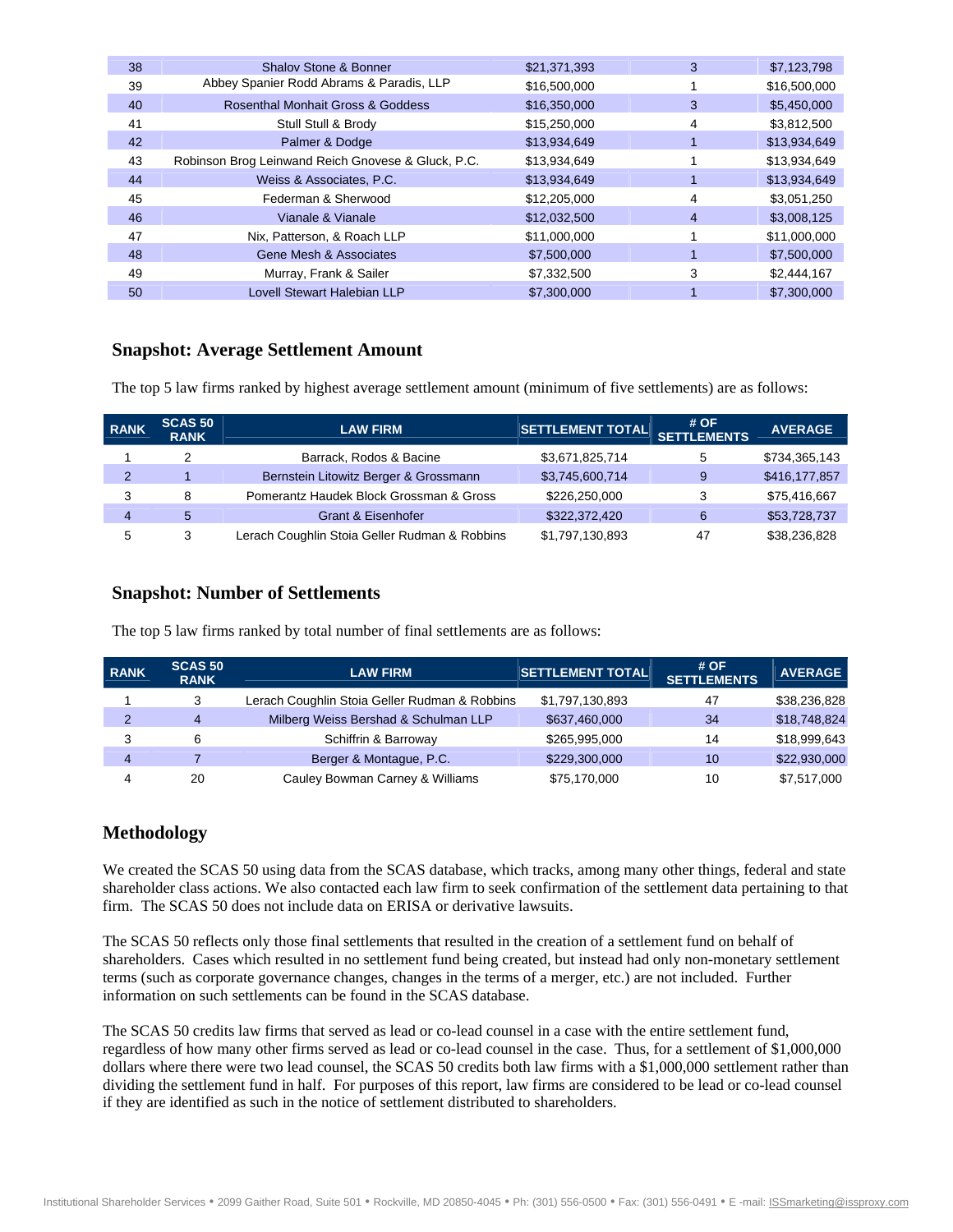| | | | | |
|---|---|---|---|---|
| 38 | Shalov Stone & Bonner | $21,371,393 | 3 | $7,123,798 |
| 39 | Abbey Spanier Rodd Abrams & Paradis, LLP | $16,500,000 | 1 | $16,500,000 |
| 40 | Rosenthal Monhait Gross & Goddess | $16,350,000 | 3 | $5,450,000 |
| 41 | Stull Stull & Brody | $15,250,000 | 4 | $3,812,500 |
| 42 | Palmer & Dodge | $13,934,649 | 1 | $13,934,649 |
| 43 | Robinson Brog Leinwand Reich Gnovese & Gluck, P.C. | $13,934,649 | 1 | $13,934,649 |
| 44 | Weiss & Associates, P.C. | $13,934,649 | 1 | $13,934,649 |
| 45 | Federman & Sherwood | $12,205,000 | 4 | $3,051,250 |
| 46 | Vianale & Vianale | $12,032,500 | 4 | $3,008,125 |
| 47 | Nix, Patterson, & Roach LLP | $11,000,000 | 1 | $11,000,000 |
| 48 | Gene Mesh & Associates | $7,500,000 | 1 | $7,500,000 |
| 49 | Murray, Frank & Sailer | $7,332,500 | 3 | $2,444,167 |
| 50 | Lovell Stewart Halebian LLP | $7,300,000 | 1 | $7,300,000 |

## Snapshot: Average Settlement Amount

The top 5 law firms ranked by highest average settlement amount (minimum of five settlements) are as follows:

| RANK | SCAS 50 RANK | LAW FIRM | SETTLEMENT TOTAL | # OF SETTLEMENTS | AVERAGE |
|---|---|---|---|---|---|
| 1 | 2 | Barrack, Rodos & Bacine | $3,671,825,714 | 5 | $734,365,143 |
| 2 | 1 | Bernstein Litowitz Berger & Grossmann | $3,745,600,714 | 9 | $416,177,857 |
| 3 | 8 | Pomerantz Haudek Block Grossman & Gross | $226,250,000 | 3 | $75,416,667 |
| 4 | 5 | Grant & Eisenhofer | $322,372,420 | 6 | $53,728,737 |
| 5 | 3 | Lerach Coughlin Stoia Geller Rudman & Robbins | $1,797,130,893 | 47 | $38,236,828 |

## Snapshot: Number of Settlements

The top 5 law firms ranked by total number of final settlements are as follows:

| RANK | SCAS 50 RANK | LAW FIRM | SETTLEMENT TOTAL | # OF SETTLEMENTS | AVERAGE |
|---|---|---|---|---|---|
| 1 | 3 | Lerach Coughlin Stoia Geller Rudman & Robbins | $1,797,130,893 | 47 | $38,236,828 |
| 2 | 4 | Milberg Weiss Bershad & Schulman LLP | $637,460,000 | 34 | $18,748,824 |
| 3 | 6 | Schiffrin & Barroway | $265,995,000 | 14 | $18,999,643 |
| 4 | 7 | Berger & Montague, P.C. | $229,300,000 | 10 | $22,930,000 |
| 4 | 20 | Cauley Bowman Carney & Williams | $75,170,000 | 10 | $7,517,000 |

## Methodology

We created the SCAS 50 using data from the SCAS database, which tracks, among many other things, federal and state shareholder class actions. We also contacted each law firm to seek confirmation of the settlement data pertaining to that firm. The SCAS 50 does not include data on ERISA or derivative lawsuits.

The SCAS 50 reflects only those final settlements that resulted in the creation of a settlement fund on behalf of shareholders. Cases which resulted in no settlement fund being created, but instead had only non-monetary settlement terms (such as corporate governance changes, changes in the terms of a merger, etc.) are not included. Further information on such settlements can be found in the SCAS database.

The SCAS 50 credits law firms that served as lead or co-lead counsel in a case with the entire settlement fund, regardless of how many other firms served as lead or co-lead counsel in the case. Thus, for a settlement of $1,000,000 dollars where there were two lead counsel, the SCAS 50 credits both law firms with a $1,000,000 settlement rather than dividing the settlement fund in half. For purposes of this report, law firms are considered to be lead or co-lead counsel if they are identified as such in the notice of settlement distributed to shareholders.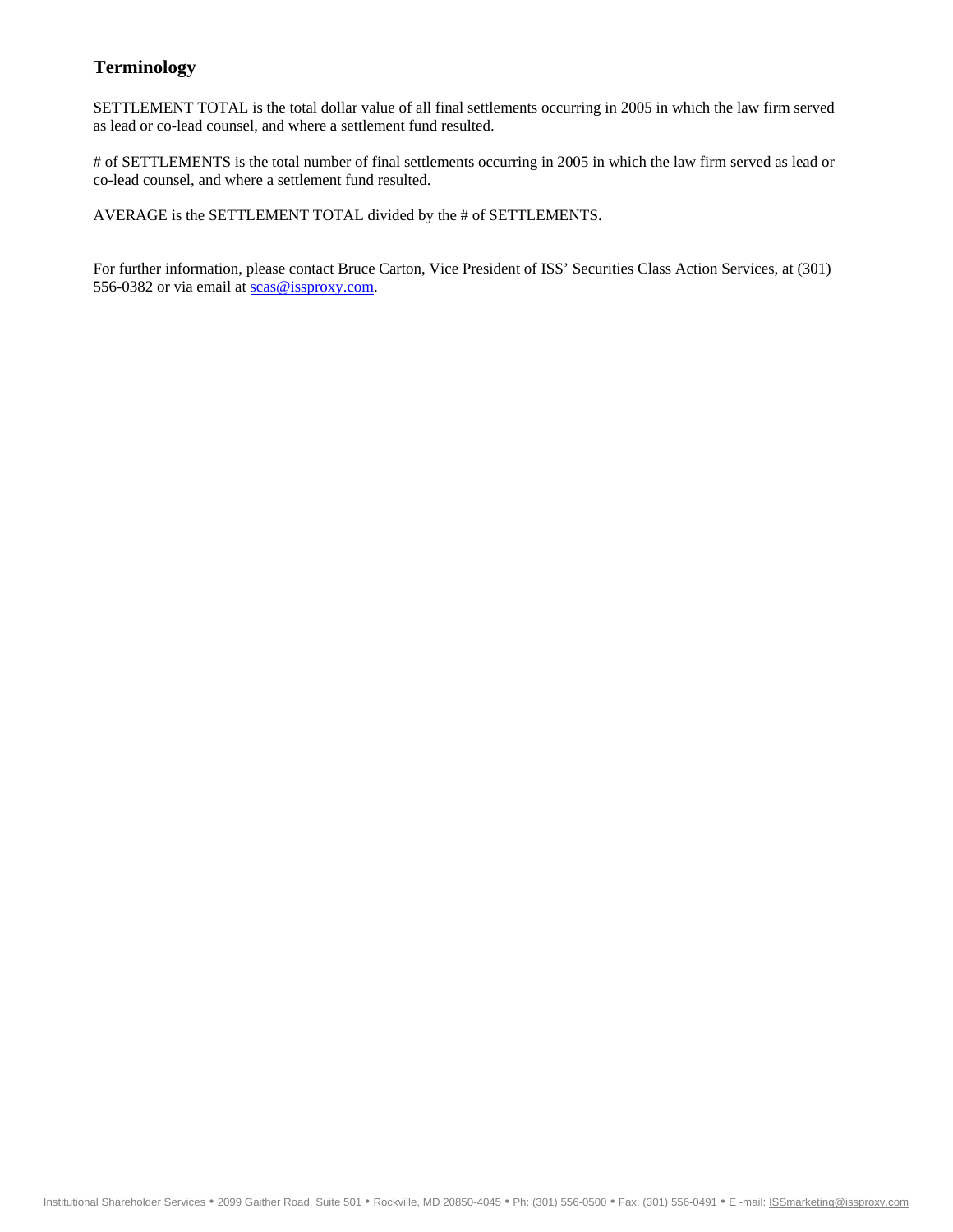## Terminology

SETTLEMENT TOTAL is the total dollar value of all final settlements occurring in 2005 in which the law firm served as lead or co-lead counsel, and where a settlement fund resulted.

# of SETTLEMENTS is the total number of final settlements occurring in 2005 in which the law firm served as lead or co-lead counsel, and where a settlement fund resulted.

AVERAGE is the SETTLEMENT TOTAL divided by the # of SETTLEMENTS.

For further information, please contact Bruce Carton, Vice President of ISS' Securities Class Action Services, at (301) 556-0382 or via email at scas@issproxy.com.